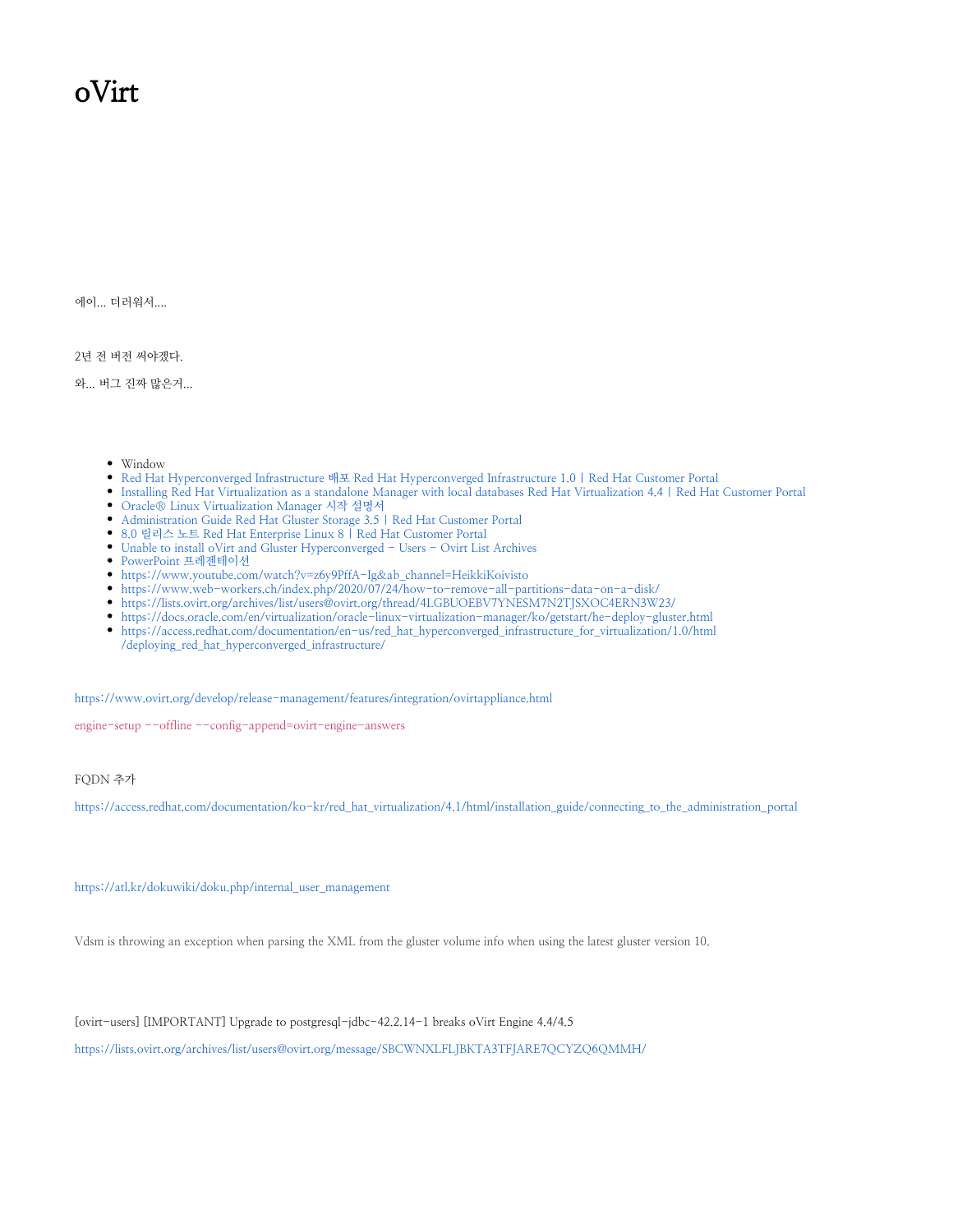# oVirt

에이... 더러워서....

2년 전 버전 써야겠다.

와... 버그 진짜 많은거...

- Window
- Red Hat Hyperconverged Infrastructure 배포 Red Hat Hyperconverged Infrastructure 1.0 | Red Hat Customer Portal
- Installing Red Hat Virtualization as a standalone Manager with local databases Red Hat Virtualization 4.4 | Red Hat Customer Portal
- Oracle® Linux Virtualization Manager 시작 설명서
- Administration Guide Red Hat Gluster Storage 3.5 | Red Hat Customer Portal
- 8.0 릴리스 노트 Red Hat Enterprise Linux 8 | Red Hat Customer Portal
- Unable to install oVirt and Gluster Hyperconverged - Users - Ovirt List Archives
- PowerPoint 프레젠테이션
- https://www.youtube.com/watch?v=z6y9PffA-Ig&ab_channel=HeikkiKoivisto
- https://www.web-workers.ch/index.php/2020/07/24/how-to-remove-all-partitions-data-on-a-disk/
- https://lists.ovirt.org/archives/list/users@ovirt.org/thread/4LGBUOEBV7YNESM7N2TJSXOC4ERN3W23/
- https://docs.oracle.com/en/virtualization/oracle-linux-virtualization-manager/ko/getstart/he-deploy-gluster.html
- https://access.redhat.com/documentation/en-us/red_hat_hyperconverged_infrastructure_for_virtualization/1.0/html/deploying_red_hat_hyperconverged_infrastructure/

https://www.ovirt.org/develop/release-management/features/integration/ovirtappliance.html

`engine-setup --offline --config-append=ovirt-engine-answers`

FQDN 추가

https://access.redhat.com/documentation/ko-kr/red_hat_virtualization/4.1/html/installation_guide/connecting_to_the_administration_portal

https://atl.kr/dokuwiki/doku.php/internal_user_management

Vdsm is throwing an exception when parsing the XML from the gluster volume info when using the latest gluster version 10.

[ovirt-users] [IMPORTANT] Upgrade to postgresql-jdbc-42.2.14-1 breaks oVirt Engine 4.4/4.5

https://lists.ovirt.org/archives/list/users@ovirt.org/message/SBCWNXLFLJBKTA3TFJARE7QCYZQ6QMMH/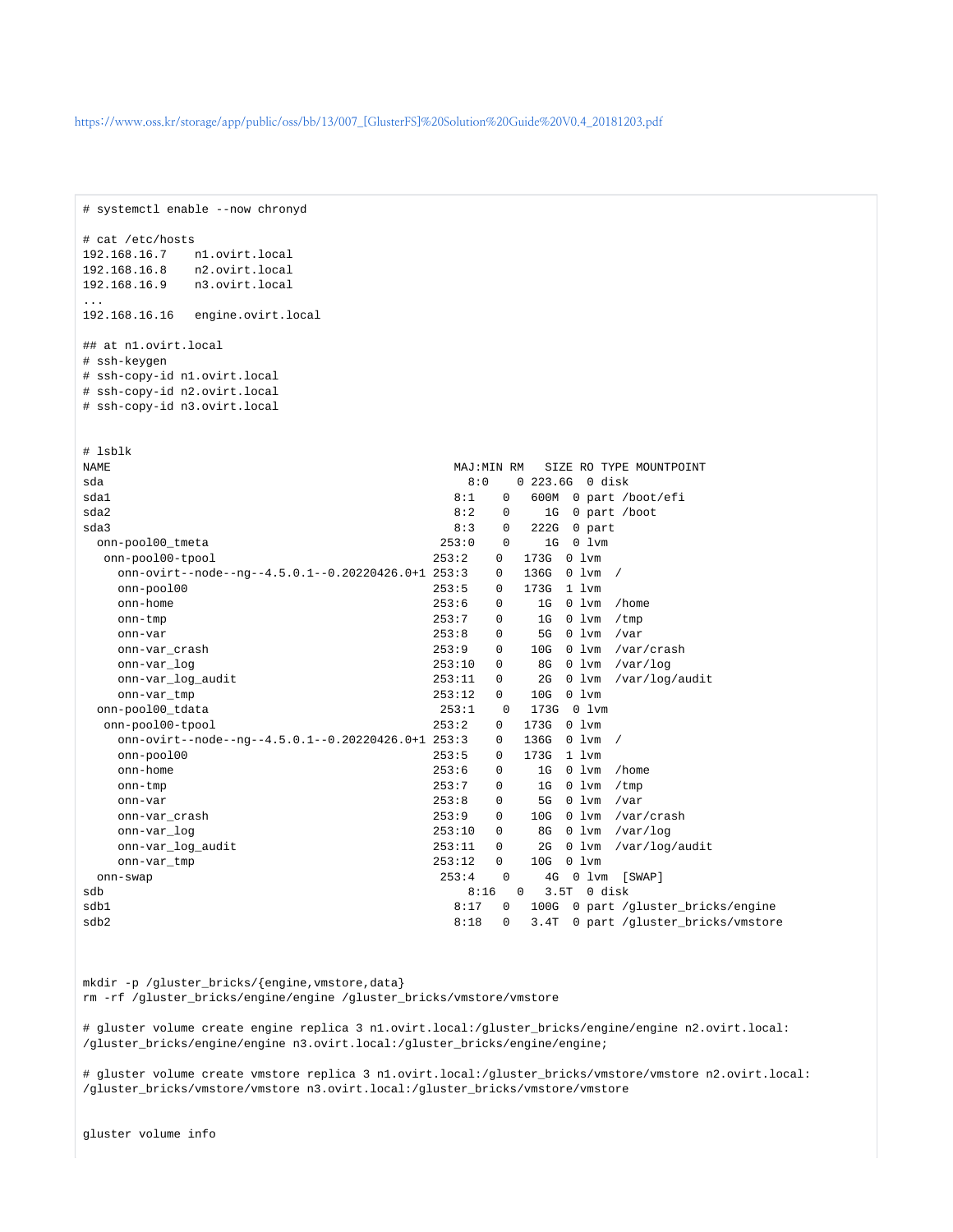https://www.oss.kr/storage/app/public/oss/bb/13/007_[GlusterFS]%20Solution%20Guide%20V0.4_20181203.pdf

```
# systemctl enable --now chronyd

# cat /etc/hosts
192.168.16.7    n1.ovirt.local
192.168.16.8    n2.ovirt.local
192.168.16.9    n3.ovirt.local
...
192.168.16.16   engine.ovirt.local

## at n1.ovirt.local
# ssh-keygen
# ssh-copy-id n1.ovirt.local
# ssh-copy-id n2.ovirt.local
# ssh-copy-id n3.ovirt.local


# lsblk
NAME                                                   MAJ:MIN RM   SIZE RO TYPE MOUNTPOINT
sda                                                      8:0    0 223.6G  0 disk
sda1                                                     8:1    0   600M  0 part /boot/efi
sda2                                                     8:2    0     1G  0 part /boot
sda3                                                     8:3    0   222G  0 part
  onn-pool00_tmeta                                     253:0    0     1G  0 lvm
   onn-pool00-tpool                                    253:2    0   173G  0 lvm
     onn-ovirt--node--ng--4.5.0.1--0.20220426.0+1 253:3    0   136G  0 lvm  /
     onn-pool00                                        253:5    0   173G  1 lvm
     onn-home                                          253:6    0     1G  0 lvm  /home
     onn-tmp                                           253:7    0     1G  0 lvm  /tmp
     onn-var                                           253:8    0     5G  0 lvm  /var
     onn-var_crash                                     253:9    0    10G  0 lvm  /var/crash
     onn-var_log                                       253:10   0     8G  0 lvm  /var/log
     onn-var_log_audit                                 253:11   0     2G  0 lvm  /var/log/audit
     onn-var_tmp                                       253:12   0    10G  0 lvm
  onn-pool00_tdata                                     253:1    0   173G  0 lvm
   onn-pool00-tpool                                    253:2    0   173G  0 lvm
     onn-ovirt--node--ng--4.5.0.1--0.20220426.0+1 253:3    0   136G  0 lvm  /
     onn-pool00                                        253:5    0   173G  1 lvm
     onn-home                                          253:6    0     1G  0 lvm  /home
     onn-tmp                                           253:7    0     1G  0 lvm  /tmp
     onn-var                                           253:8    0     5G  0 lvm  /var
     onn-var_crash                                     253:9    0    10G  0 lvm  /var/crash
     onn-var_log                                       253:10   0     8G  0 lvm  /var/log
     onn-var_log_audit                                 253:11   0     2G  0 lvm  /var/log/audit
     onn-var_tmp                                       253:12   0    10G  0 lvm
  onn-swap                                             253:4    0     4G  0 lvm  [SWAP]
sdb                                                      8:16   0   3.5T  0 disk
sdb1                                                     8:17   0   100G  0 part /gluster_bricks/engine
sdb2                                                     8:18   0   3.4T  0 part /gluster_bricks/vmstore



mkdir -p /gluster_bricks/{engine,vmstore,data}
rm -rf /gluster_bricks/engine/engine /gluster_bricks/vmstore/vmstore

# gluster volume create engine replica 3 n1.ovirt.local:/gluster_bricks/engine/engine n2.ovirt.local:
/gluster_bricks/engine/engine n3.ovirt.local:/gluster_bricks/engine/engine;

# gluster volume create vmstore replica 3 n1.ovirt.local:/gluster_bricks/vmstore/vmstore n2.ovirt.local:
/gluster_bricks/vmstore/vmstore n3.ovirt.local:/gluster_bricks/vmstore/vmstore


gluster volume info
```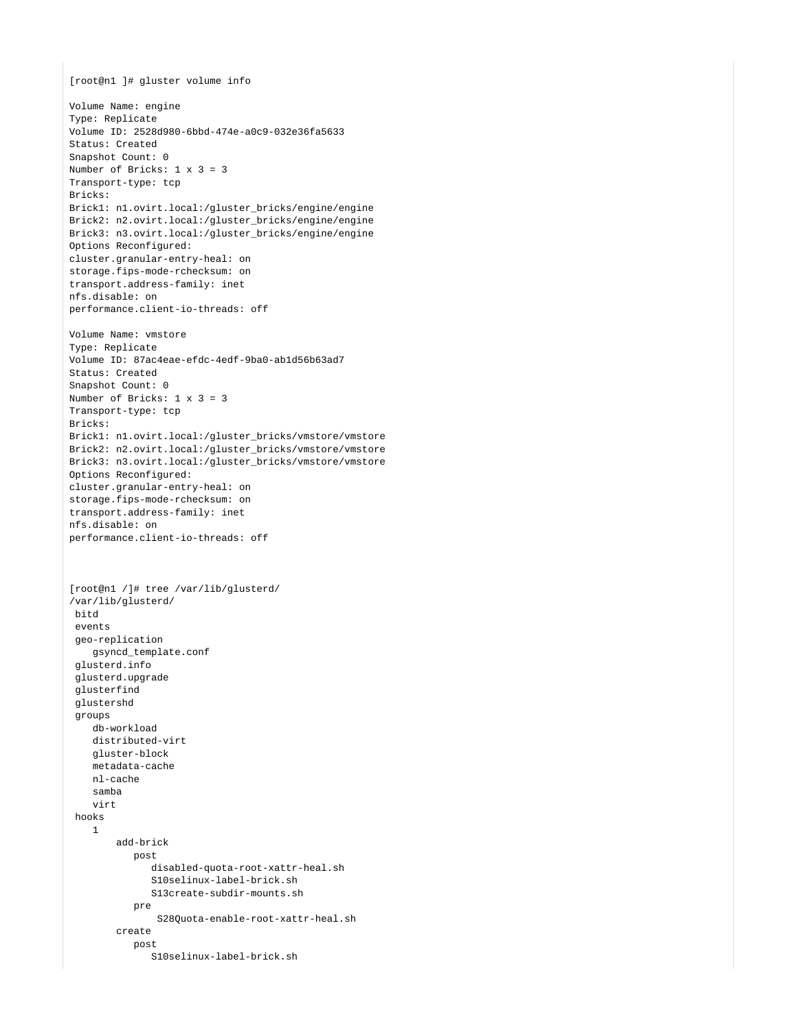```
[root@n1 ]# gluster volume info

Volume Name: engine
Type: Replicate
Volume ID: 2528d980-6bbd-474e-a0c9-032e36fa5633
Status: Created
Snapshot Count: 0
Number of Bricks: 1 x 3 = 3
Transport-type: tcp
Bricks:
Brick1: n1.ovirt.local:/gluster_bricks/engine/engine
Brick2: n2.ovirt.local:/gluster_bricks/engine/engine
Brick3: n3.ovirt.local:/gluster_bricks/engine/engine
Options Reconfigured:
cluster.granular-entry-heal: on
storage.fips-mode-rchecksum: on
transport.address-family: inet
nfs.disable: on
performance.client-io-threads: off

Volume Name: vmstore
Type: Replicate
Volume ID: 87ac4eae-efdc-4edf-9ba0-ab1d56b63ad7
Status: Created
Snapshot Count: 0
Number of Bricks: 1 x 3 = 3
Transport-type: tcp
Bricks:
Brick1: n1.ovirt.local:/gluster_bricks/vmstore/vmstore
Brick2: n2.ovirt.local:/gluster_bricks/vmstore/vmstore
Brick3: n3.ovirt.local:/gluster_bricks/vmstore/vmstore
Options Reconfigured:
cluster.granular-entry-heal: on
storage.fips-mode-rchecksum: on
transport.address-family: inet
nfs.disable: on
performance.client-io-threads: off



[root@n1 /]# tree /var/lib/glusterd/
/var/lib/glusterd/
 bitd
 events
 geo-replication
    gsyncd_template.conf
 glusterd.info
 glusterd.upgrade
 glusterfind
 glustershd
 groups
    db-workload
    distributed-virt
    gluster-block
    metadata-cache
    nl-cache
    samba
    virt
 hooks
    1
        add-brick
           post
              disabled-quota-root-xattr-heal.sh
              S10selinux-label-brick.sh
              S13create-subdir-mounts.sh
           pre
               S28Quota-enable-root-xattr-heal.sh
        create
           post
              S10selinux-label-brick.sh
```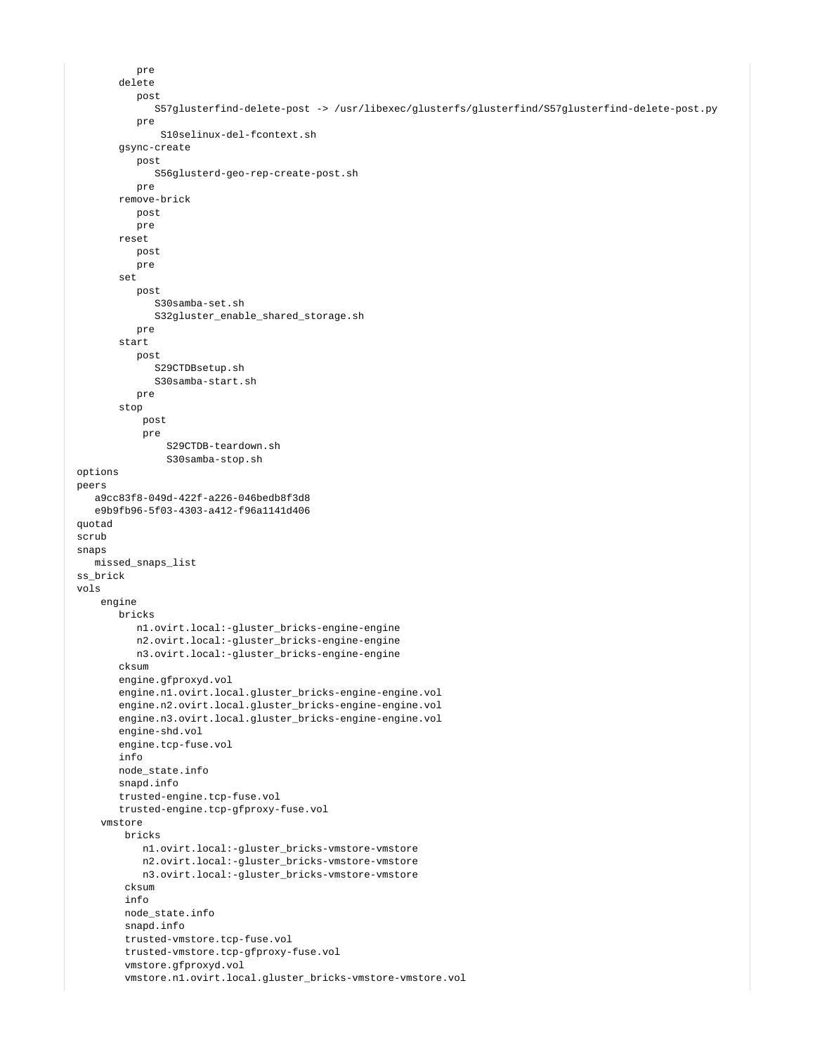```
            pre
        delete
            post
                S57glusterfind-delete-post -> /usr/libexec/glusterfs/glusterfind/S57glusterfind-delete-post.py
            pre
                 S10selinux-del-fcontext.sh
        gsync-create
            post
                S56glusterd-geo-rep-create-post.sh
            pre
        remove-brick
            post
            pre
        reset
            post
            pre
        set
            post
                S30samba-set.sh
                S32gluster_enable_shared_storage.sh
            pre
        start
            post
                S29CTDBsetup.sh
                S30samba-start.sh
            pre
        stop
             post
             pre
                 S29CTDB-teardown.sh
                 S30samba-stop.sh
options
peers
   a9cc83f8-049d-422f-a226-046bedb8f3d8
   e9b9fb96-5f03-4303-a412-f96a1141d406
quotad
scrub
snaps
   missed_snaps_list
ss_brick
vols
     engine
        bricks
            n1.ovirt.local:-gluster_bricks-engine-engine
            n2.ovirt.local:-gluster_bricks-engine-engine
            n3.ovirt.local:-gluster_bricks-engine-engine
        cksum
        engine.gfproxyd.vol
        engine.n1.ovirt.local.gluster_bricks-engine-engine.vol
        engine.n2.ovirt.local.gluster_bricks-engine-engine.vol
        engine.n3.ovirt.local.gluster_bricks-engine-engine.vol
        engine-shd.vol
        engine.tcp-fuse.vol
        info
        node_state.info
        snapd.info
        trusted-engine.tcp-fuse.vol
        trusted-engine.tcp-gfproxy-fuse.vol
     vmstore
         bricks
             n1.ovirt.local:-gluster_bricks-vmstore-vmstore
             n2.ovirt.local:-gluster_bricks-vmstore-vmstore
             n3.ovirt.local:-gluster_bricks-vmstore-vmstore
         cksum
         info
         node_state.info
         snapd.info
         trusted-vmstore.tcp-fuse.vol
         trusted-vmstore.tcp-gfproxy-fuse.vol
         vmstore.gfproxyd.vol
         vmstore.n1.ovirt.local.gluster_bricks-vmstore-vmstore.vol
```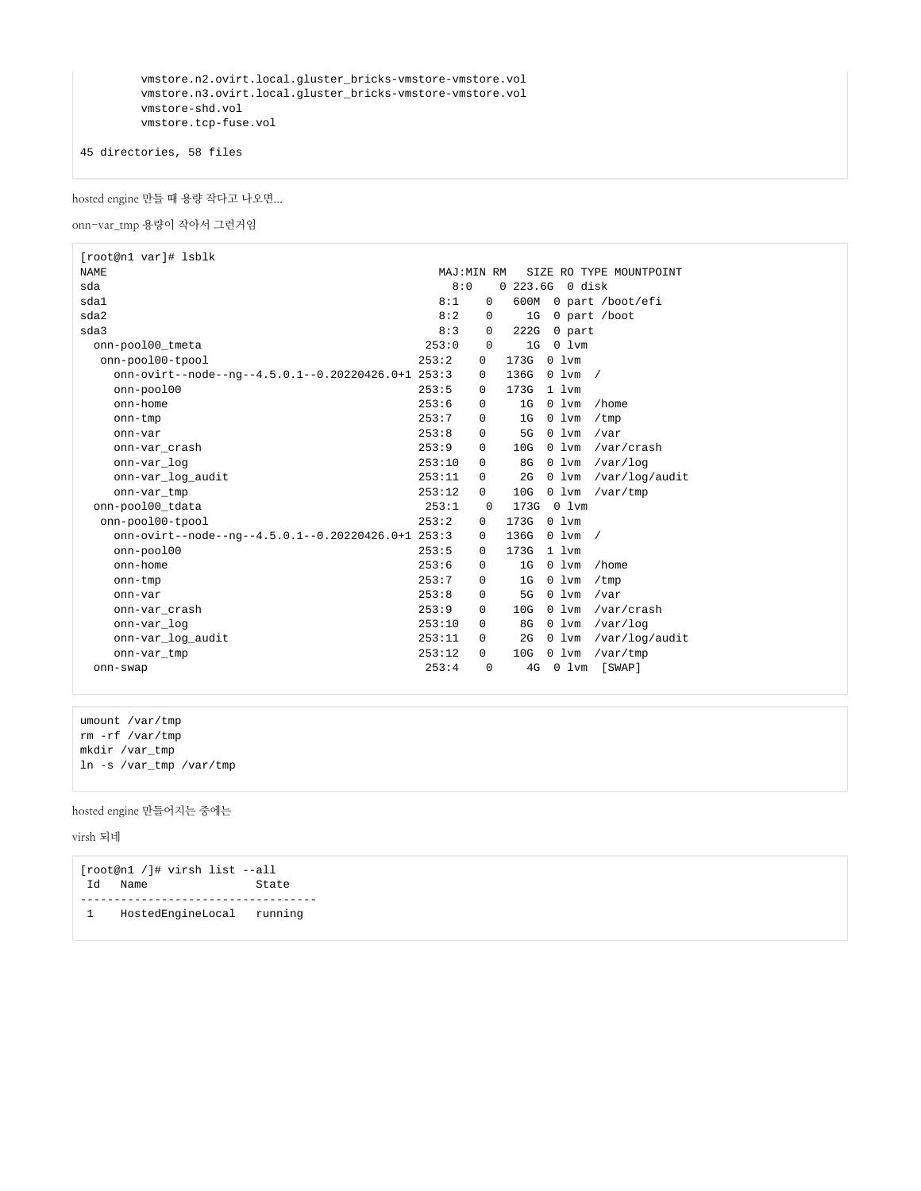```
        vmstore.n2.ovirt.local.gluster_bricks-vmstore-vmstore.vol
        vmstore.n3.ovirt.local.gluster_bricks-vmstore-vmstore.vol
        vmstore-shd.vol
        vmstore.tcp-fuse.vol

45 directories, 58 files
```

hosted engine 만들 때 용량 작다고 나오면...

onn-var_tmp 용량이 작아서 그런거임

```
[root@n1 var]# lsblk
NAME                                                  MAJ:MIN RM   SIZE RO TYPE MOUNTPOINT
sda                                                     8:0    0 223.6G  0 disk
sda1                                                    8:1    0   600M  0 part /boot/efi
sda2                                                    8:2    0     1G  0 part /boot
sda3                                                    8:3    0   222G  0 part
  onn-pool00_tmeta                                    253:0    0     1G  0 lvm
   onn-pool00-tpool                                   253:2    0   173G  0 lvm
     onn-ovirt--node--ng--4.5.0.1--0.20220426.0+1 253:3    0   136G  0 lvm  /
     onn-pool00                                       253:5    0   173G  1 lvm
     onn-home                                         253:6    0     1G  0 lvm  /home
     onn-tmp                                          253:7    0     1G  0 lvm  /tmp
     onn-var                                          253:8    0     5G  0 lvm  /var
     onn-var_crash                                    253:9    0    10G  0 lvm  /var/crash
     onn-var_log                                      253:10   0     8G  0 lvm  /var/log
     onn-var_log_audit                                253:11   0     2G  0 lvm  /var/log/audit
     onn-var_tmp                                      253:12   0    10G  0 lvm  /var/tmp
  onn-pool00_tdata                                    253:1    0   173G  0 lvm
   onn-pool00-tpool                                   253:2    0   173G  0 lvm
     onn-ovirt--node--ng--4.5.0.1--0.20220426.0+1 253:3    0   136G  0 lvm  /
     onn-pool00                                       253:5    0   173G  1 lvm
     onn-home                                         253:6    0     1G  0 lvm  /home
     onn-tmp                                          253:7    0     1G  0 lvm  /tmp
     onn-var                                          253:8    0     5G  0 lvm  /var
     onn-var_crash                                    253:9    0    10G  0 lvm  /var/crash
     onn-var_log                                      253:10   0     8G  0 lvm  /var/log
     onn-var_log_audit                                253:11   0     2G  0 lvm  /var/log/audit
     onn-var_tmp                                      253:12   0    10G  0 lvm  /var/tmp
  onn-swap                                            253:4    0     4G  0 lvm  [SWAP]
```

```
umount /var/tmp
rm -rf /var/tmp
mkdir /var_tmp
ln -s /var_tmp /var/tmp
```

hosted engine 만들어지는 중에는

virsh 되네

```
[root@n1 /]# virsh list --all
 Id   Name                State
-----------------------------------
 1    HostedEngineLocal   running
```